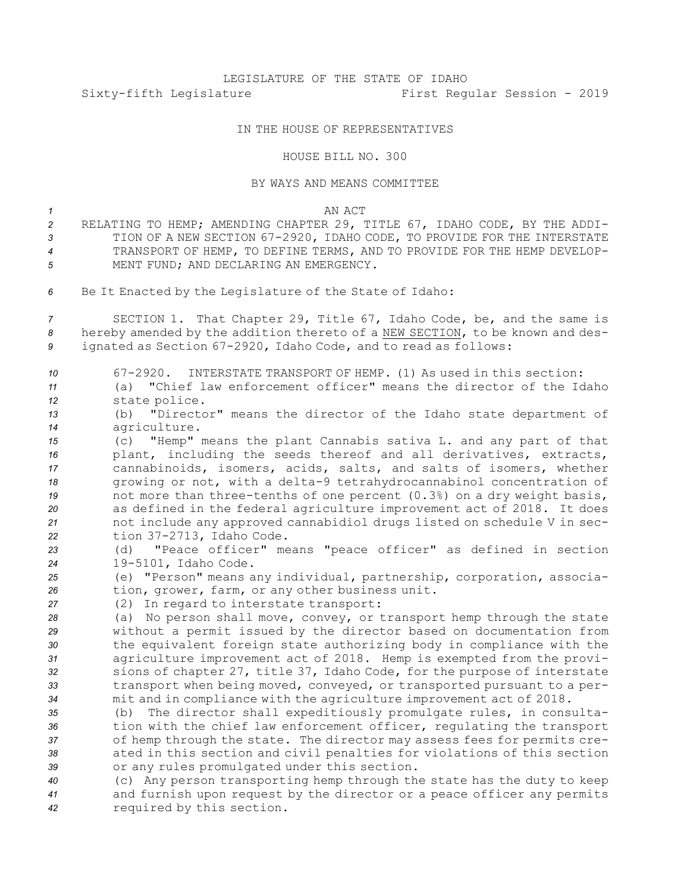LEGISLATURE OF THE STATE OF IDAHO

Sixty-fifth Legislature First Regular Session - 2019

IN THE HOUSE OF REPRESENTATIVES

HOUSE BILL NO. 300

BY WAYS AND MEANS COMMITTEE

AN ACT

RELATING TO HEMP; AMENDING CHAPTER 29, TITLE 67, IDAHO CODE, BY THE ADDITION OF A NEW SECTION 67-2920, IDAHO CODE, TO PROVIDE FOR THE INTERSTATE TRANSPORT OF HEMP, TO DEFINE TERMS, AND TO PROVIDE FOR THE HEMP DEVELOPMENT FUND; AND DECLARING AN EMERGENCY.

Be It Enacted by the Legislature of the State of Idaho:

SECTION 1. That Chapter 29, Title 67, Idaho Code, be, and the same is hereby amended by the addition thereto of a NEW SECTION, to be known and designated as Section 67-2920, Idaho Code, and to read as follows:

67-2920. INTERSTATE TRANSPORT OF HEMP. (1) As used in this section:

(a) "Chief law enforcement officer" means the director of the Idaho state police.

(b) "Director" means the director of the Idaho state department of agriculture.

(c) "Hemp" means the plant Cannabis sativa L. and any part of that plant, including the seeds thereof and all derivatives, extracts, cannabinoids, isomers, acids, salts, and salts of isomers, whether growing or not, with a delta-9 tetrahydrocannabinol concentration of not more than three-tenths of one percent (0.3%) on a dry weight basis, as defined in the federal agriculture improvement act of 2018. It does not include any approved cannabidiol drugs listed on schedule V in section 37-2713, Idaho Code.

(d) "Peace officer" means "peace officer" as defined in section 19-5101, Idaho Code.

(e) "Person" means any individual, partnership, corporation, association, grower, farm, or any other business unit.

(2) In regard to interstate transport:

(a) No person shall move, convey, or transport hemp through the state without a permit issued by the director based on documentation from the equivalent foreign state authorizing body in compliance with the agriculture improvement act of 2018. Hemp is exempted from the provisions of chapter 27, title 37, Idaho Code, for the purpose of interstate transport when being moved, conveyed, or transported pursuant to a permit and in compliance with the agriculture improvement act of 2018.

(b) The director shall expeditiously promulgate rules, in consultation with the chief law enforcement officer, regulating the transport of hemp through the state. The director may assess fees for permits created in this section and civil penalties for violations of this section or any rules promulgated under this section.

(c) Any person transporting hemp through the state has the duty to keep and furnish upon request by the director or a peace officer any permits required by this section.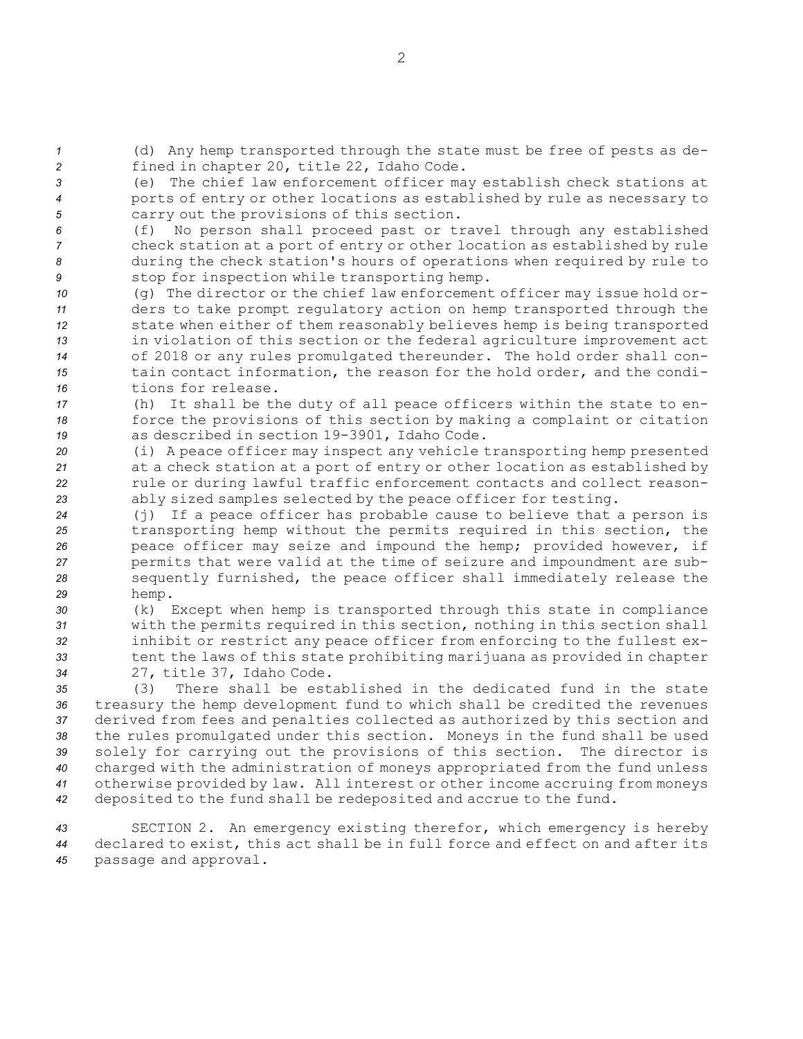(d) Any hemp transported through the state must be free of pests as defined in chapter 20, title 22, Idaho Code.

(e) The chief law enforcement officer may establish check stations at ports of entry or other locations as established by rule as necessary to carry out the provisions of this section.

(f) No person shall proceed past or travel through any established check station at a port of entry or other location as established by rule during the check station's hours of operations when required by rule to stop for inspection while transporting hemp.

(g) The director or the chief law enforcement officer may issue hold orders to take prompt regulatory action on hemp transported through the state when either of them reasonably believes hemp is being transported in violation of this section or the federal agriculture improvement act of 2018 or any rules promulgated thereunder. The hold order shall contain contact information, the reason for the hold order, and the conditions for release.

(h) It shall be the duty of all peace officers within the state to enforce the provisions of this section by making a complaint or citation as described in section 19-3901, Idaho Code.

(i) A peace officer may inspect any vehicle transporting hemp presented at a check station at a port of entry or other location as established by rule or during lawful traffic enforcement contacts and collect reasonably sized samples selected by the peace officer for testing.

(j) If a peace officer has probable cause to believe that a person is transporting hemp without the permits required in this section, the peace officer may seize and impound the hemp; provided however, if permits that were valid at the time of seizure and impoundment are subsequently furnished, the peace officer shall immediately release the hemp.

(k) Except when hemp is transported through this state in compliance with the permits required in this section, nothing in this section shall inhibit or restrict any peace officer from enforcing to the fullest extent the laws of this state prohibiting marijuana as provided in chapter 27, title 37, Idaho Code.

(3) There shall be established in the dedicated fund in the state treasury the hemp development fund to which shall be credited the revenues derived from fees and penalties collected as authorized by this section and the rules promulgated under this section. Moneys in the fund shall be used solely for carrying out the provisions of this section. The director is charged with the administration of moneys appropriated from the fund unless otherwise provided by law. All interest or other income accruing from moneys deposited to the fund shall be redeposited and accrue to the fund.

SECTION 2. An emergency existing therefor, which emergency is hereby declared to exist, this act shall be in full force and effect on and after its passage and approval.